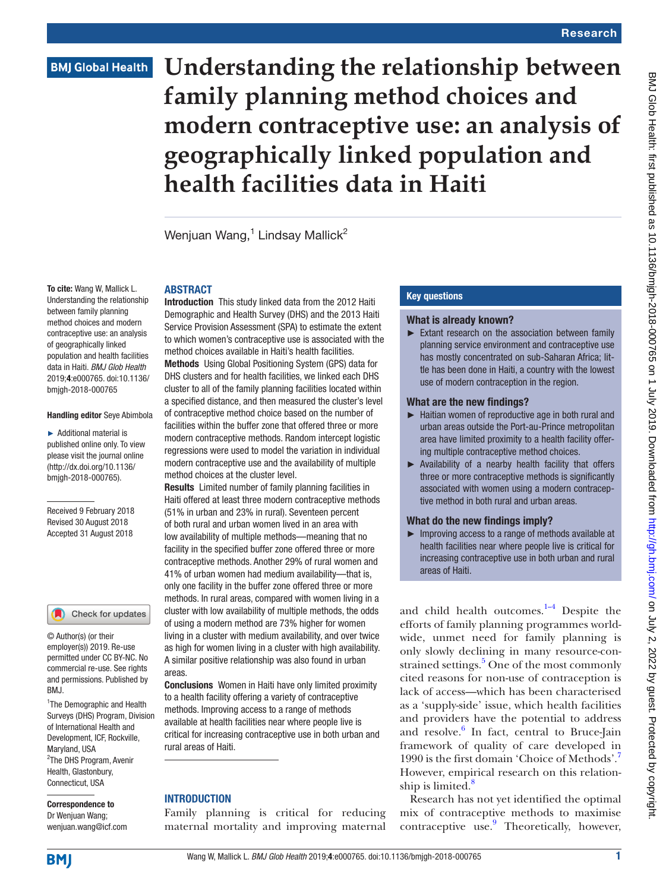# Understanding the relationship between family planning method choices and modern contraceptive use: an analysis of geographically linked population and health facilities data in Haiti

Wenjuan Wang,[1] Lindsay Mallick[2]

**To cite:** Wang W, Mallick L. Understanding the relationship between family planning method choices and modern contraceptive use: an analysis of geographically linked population and health facilities data in Haiti. *BMJ Glob Health* 2019;**4**:e000765. doi:10.1136/bmjgh-2018-000765

**Handling editor** Seye Abimbola

► Additional material is published online only. To view please visit the journal online (http://dx.doi.org/10.1136/bmjgh-2018-000765).

Received 9 February 2018
Revised 30 August 2018
Accepted 31 August 2018

© Author(s) (or their employer(s)) 2019. Re-use permitted under CC BY-NC. No commercial re-use. See rights and permissions. Published by BMJ.

[1]The Demographic and Health Surveys (DHS) Program, Division of International Health and Development, ICF, Rockville, Maryland, USA
[2]The DHS Program, Avenir Health, Glastonbury, Connecticut, USA

**Correspondence to**
Dr Wenjuan Wang;
wenjuan.wang@icf.com

## ABSTRACT

**Introduction** This study linked data from the 2012 Haiti Demographic and Health Survey (DHS) and the 2013 Haiti Service Provision Assessment (SPA) to estimate the extent to which women's contraceptive use is associated with the method choices available in Haiti's health facilities.

**Methods** Using Global Positioning System (GPS) data for DHS clusters and for health facilities, we linked each DHS cluster to all of the family planning facilities located within a specified distance, and then measured the cluster's level of contraceptive method choice based on the number of facilities within the buffer zone that offered three or more modern contraceptive methods. Random intercept logistic regressions were used to model the variation in individual modern contraceptive use and the availability of multiple method choices at the cluster level.

**Results** Limited number of family planning facilities in Haiti offered at least three modern contraceptive methods (51% in urban and 23% in rural). Seventeen percent of both rural and urban women lived in an area with low availability of multiple methods—meaning that no facility in the specified buffer zone offered three or more contraceptive methods. Another 29% of rural women and 41% of urban women had medium availability—that is, only one facility in the buffer zone offered three or more methods. In rural areas, compared with women living in a cluster with low availability of multiple methods, the odds of using a modern method are 73% higher for women living in a cluster with medium availability, and over twice as high for women living in a cluster with high availability. A similar positive relationship was also found in urban areas.

**Conclusions** Women in Haiti have only limited proximity to a health facility offering a variety of contraceptive methods. Improving access to a range of methods available at health facilities near where people live is critical for increasing contraceptive use in both urban and rural areas of Haiti.

### Key questions

**What is already known?**

► Extant research on the association between family planning service environment and contraceptive use has mostly concentrated on sub-Saharan Africa; little has been done in Haiti, a country with the lowest use of modern contraception in the region.

**What are the new findings?**

► Haitian women of reproductive age in both rural and urban areas outside the Port-au-Prince metropolitan area have limited proximity to a health facility offering multiple contraceptive method choices.

► Availability of a nearby health facility that offers three or more contraceptive methods is significantly associated with women using a modern contraceptive method in both rural and urban areas.

**What do the new findings imply?**

► Improving access to a range of methods available at health facilities near where people live is critical for increasing contraceptive use in both urban and rural areas of Haiti.

## INTRODUCTION

Family planning is critical for reducing maternal mortality and improving maternal and child health outcomes.[1–4] Despite the efforts of family planning programmes worldwide, unmet need for family planning is only slowly declining in many resource-constrained settings.[5] One of the most commonly cited reasons for non-use of contraception is lack of access—which has been characterised as a 'supply-side' issue, which health facilities and providers have the potential to address and resolve.[6] In fact, central to Bruce-Jain framework of quality of care developed in 1990 is the first domain 'Choice of Methods'.[7] However, empirical research on this relationship is limited.[8]

Research has not yet identified the optimal mix of contraceptive methods to maximise contraceptive use.[9] Theoretically, however,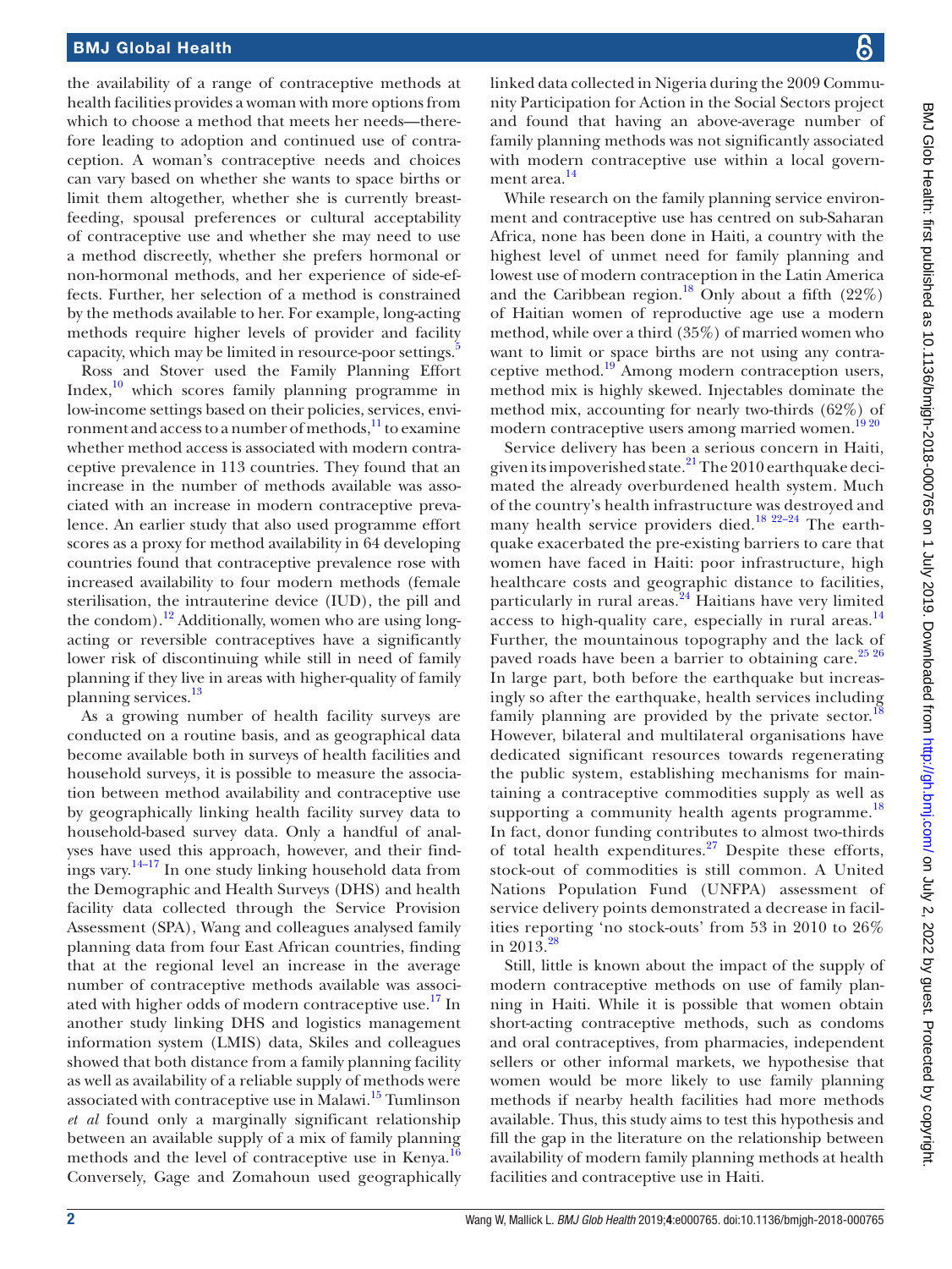the availability of a range of contraceptive methods at health facilities provides a woman with more options from which to choose a method that meets her needs—therefore leading to adoption and continued use of contraception. A woman's contraceptive needs and choices can vary based on whether she wants to space births or limit them altogether, whether she is currently breastfeeding, spousal preferences or cultural acceptability of contraceptive use and whether she may need to use a method discreetly, whether she prefers hormonal or non-hormonal methods, and her experience of side-effects. Further, her selection of a method is constrained by the methods available to her. For example, long-acting methods require higher levels of provider and facility capacity, which may be limited in resource-poor settings.[5]

Ross and Stover used the Family Planning Effort Index,[10] which scores family planning programme in low-income settings based on their policies, services, environment and access to a number of methods,[11] to examine whether method access is associated with modern contraceptive prevalence in 113 countries. They found that an increase in the number of methods available was associated with an increase in modern contraceptive prevalence. An earlier study that also used programme effort scores as a proxy for method availability in 64 developing countries found that contraceptive prevalence rose with increased availability to four modern methods (female sterilisation, the intrauterine device (IUD), the pill and the condom).[12] Additionally, women who are using long-acting or reversible contraceptives have a significantly lower risk of discontinuing while still in need of family planning if they live in areas with higher-quality of family planning services.[13]

As a growing number of health facility surveys are conducted on a routine basis, and as geographical data become available both in surveys of health facilities and household surveys, it is possible to measure the association between method availability and contraceptive use by geographically linking health facility survey data to household-based survey data. Only a handful of analyses have used this approach, however, and their findings vary.[14–17] In one study linking household data from the Demographic and Health Surveys (DHS) and health facility data collected through the Service Provision Assessment (SPA), Wang and colleagues analysed family planning data from four East African countries, finding that at the regional level an increase in the average number of contraceptive methods available was associated with higher odds of modern contraceptive use.[17] In another study linking DHS and logistics management information system (LMIS) data, Skiles and colleagues showed that both distance from a family planning facility as well as availability of a reliable supply of methods were associated with contraceptive use in Malawi.[15] Tumlinson *et al* found only a marginally significant relationship between an available supply of a mix of family planning methods and the level of contraceptive use in Kenya.[16] Conversely, Gage and Zomahoun used geographically linked data collected in Nigeria during the 2009 Community Participation for Action in the Social Sectors project and found that having an above-average number of family planning methods was not significantly associated with modern contraceptive use within a local government area.[14]

While research on the family planning service environment and contraceptive use has centred on sub-Saharan Africa, none has been done in Haiti, a country with the highest level of unmet need for family planning and lowest use of modern contraception in the Latin America and the Caribbean region.[18] Only about a fifth (22%) of Haitian women of reproductive age use a modern method, while over a third (35%) of married women who want to limit or space births are not using any contraceptive method.[19] Among modern contraception users, method mix is highly skewed. Injectables dominate the method mix, accounting for nearly two-thirds (62%) of modern contraceptive users among married women.[19,20]

Service delivery has been a serious concern in Haiti, given its impoverished state.[21] The 2010 earthquake decimated the already overburdened health system. Much of the country's health infrastructure was destroyed and many health service providers died.[18,22–24] The earthquake exacerbated the pre-existing barriers to care that women have faced in Haiti: poor infrastructure, high healthcare costs and geographic distance to facilities, particularly in rural areas.[24] Haitians have very limited access to high-quality care, especially in rural areas.[14] Further, the mountainous topography and the lack of paved roads have been a barrier to obtaining care.[25,26] In large part, both before the earthquake but increasingly so after the earthquake, health services including family planning are provided by the private sector.[18] However, bilateral and multilateral organisations have dedicated significant resources towards regenerating the public system, establishing mechanisms for maintaining a contraceptive commodities supply as well as supporting a community health agents programme.[18] In fact, donor funding contributes to almost two-thirds of total health expenditures.[27] Despite these efforts, stock-out of commodities is still common. A United Nations Population Fund (UNFPA) assessment of service delivery points demonstrated a decrease in facilities reporting 'no stock-outs' from 53 in 2010 to 26% in 2013.[28]

Still, little is known about the impact of the supply of modern contraceptive methods on use of family planning in Haiti. While it is possible that women obtain short-acting contraceptive methods, such as condoms and oral contraceptives, from pharmacies, independent sellers or other informal markets, we hypothesise that women would be more likely to use family planning methods if nearby health facilities had more methods available. Thus, this study aims to test this hypothesis and fill the gap in the literature on the relationship between availability of modern family planning methods at health facilities and contraceptive use in Haiti.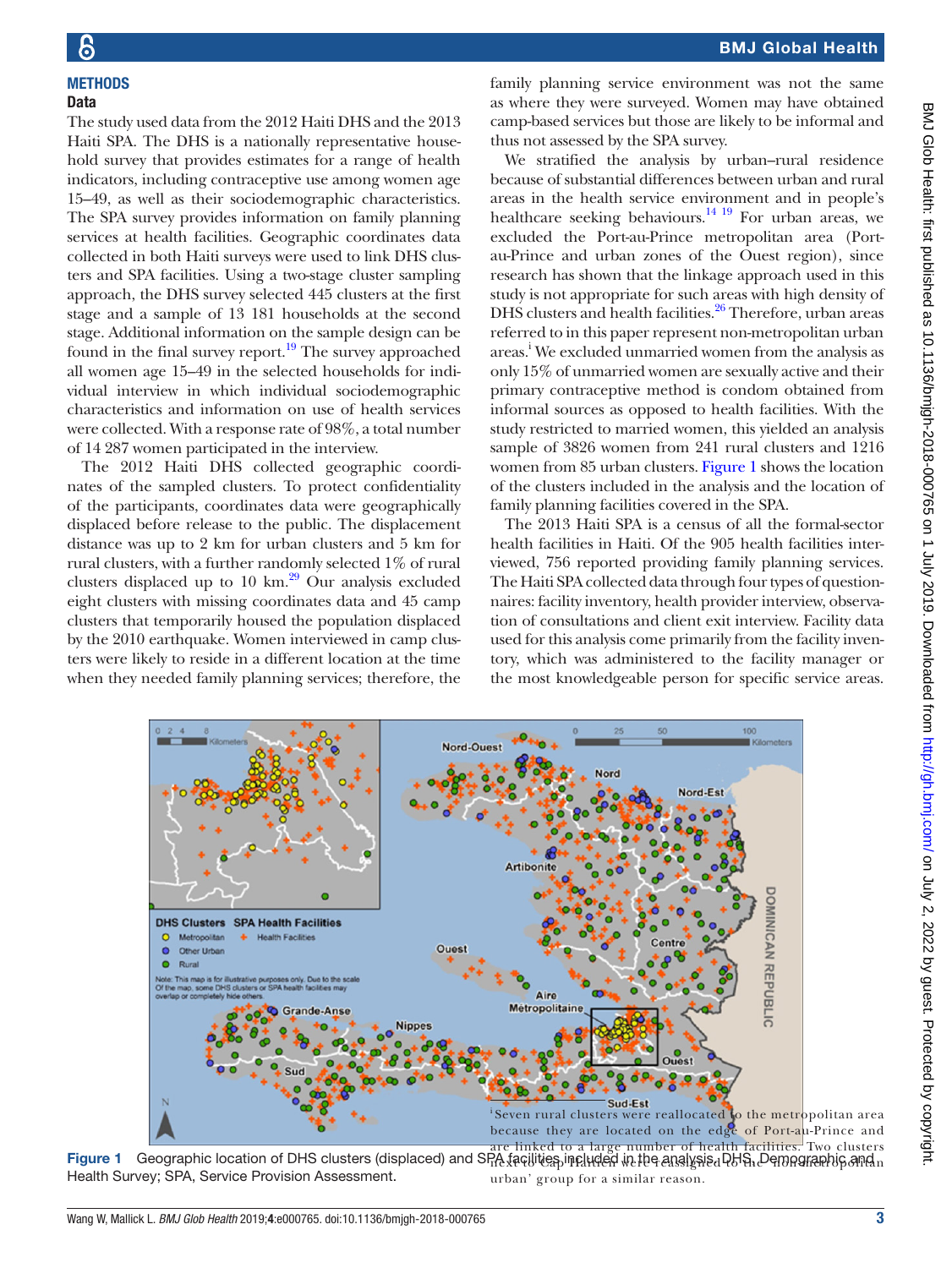## METHODS

### Data

The study used data from the 2012 Haiti DHS and the 2013 Haiti SPA. The DHS is a nationally representative household survey that provides estimates for a range of health indicators, including contraceptive use among women age 15–49, as well as their sociodemographic characteristics. The SPA survey provides information on family planning services at health facilities. Geographic coordinates data collected in both Haiti surveys were used to link DHS clusters and SPA facilities. Using a two-stage cluster sampling approach, the DHS survey selected 445 clusters at the first stage and a sample of 13 181 households at the second stage. Additional information on the sample design can be found in the final survey report.[19] The survey approached all women age 15–49 in the selected households for individual interview in which individual sociodemographic characteristics and information on use of health services were collected. With a response rate of 98%, a total number of 14 287 women participated in the interview.

The 2012 Haiti DHS collected geographic coordinates of the sampled clusters. To protect confidentiality of the participants, coordinates data were geographically displaced before release to the public. The displacement distance was up to 2 km for urban clusters and 5 km for rural clusters, with a further randomly selected 1% of rural clusters displaced up to 10 km.[29] Our analysis excluded eight clusters with missing coordinates data and 45 camp clusters that temporarily housed the population displaced by the 2010 earthquake. Women interviewed in camp clusters were likely to reside in a different location at the time when they needed family planning services; therefore, the family planning service environment was not the same as where they were surveyed. Women may have obtained camp-based services but those are likely to be informal and thus not assessed by the SPA survey.

We stratified the analysis by urban–rural residence because of substantial differences between urban and rural areas in the health service environment and in people's healthcare seeking behaviours.[14 19] For urban areas, we excluded the Port-au-Prince metropolitan area (Port-au-Prince and urban zones of the Ouest region), since research has shown that the linkage approach used in this study is not appropriate for such areas with high density of DHS clusters and health facilities.[26] Therefore, urban areas referred to in this paper represent non-metropolitan urban areas.[i] We excluded unmarried women from the analysis as only 15% of unmarried women are sexually active and their primary contraceptive method is condom obtained from informal sources as opposed to health facilities. With the study restricted to married women, this yielded an analysis sample of 3826 women from 241 rural clusters and 1216 women from 85 urban clusters. Figure 1 shows the location of the clusters included in the analysis and the location of family planning facilities covered in the SPA.

The 2013 Haiti SPA is a census of all the formal-sector health facilities in Haiti. Of the 905 health facilities interviewed, 756 reported providing family planning services. The Haiti SPA collected data through four types of questionnaires: facility inventory, health provider interview, observation of consultations and client exit interview. Facility data used for this analysis come primarily from the facility inventory, which was administered to the facility manager or the most knowledgeable person for specific service areas.

Figure 1 Geographic location of DHS clusters (displaced) and SPA facilities included in the analysis. DHS, Demographic and Health Survey; SPA, Service Provision Assessment.

[i] Seven rural clusters were reallocated to the metropolitan area because they are located on the edge of Port-au-Prince and are linked to a large number of health facilities. Two clusters next to Cap Haitien were reassigned to the 'non-metropolitan urban' group for a similar reason.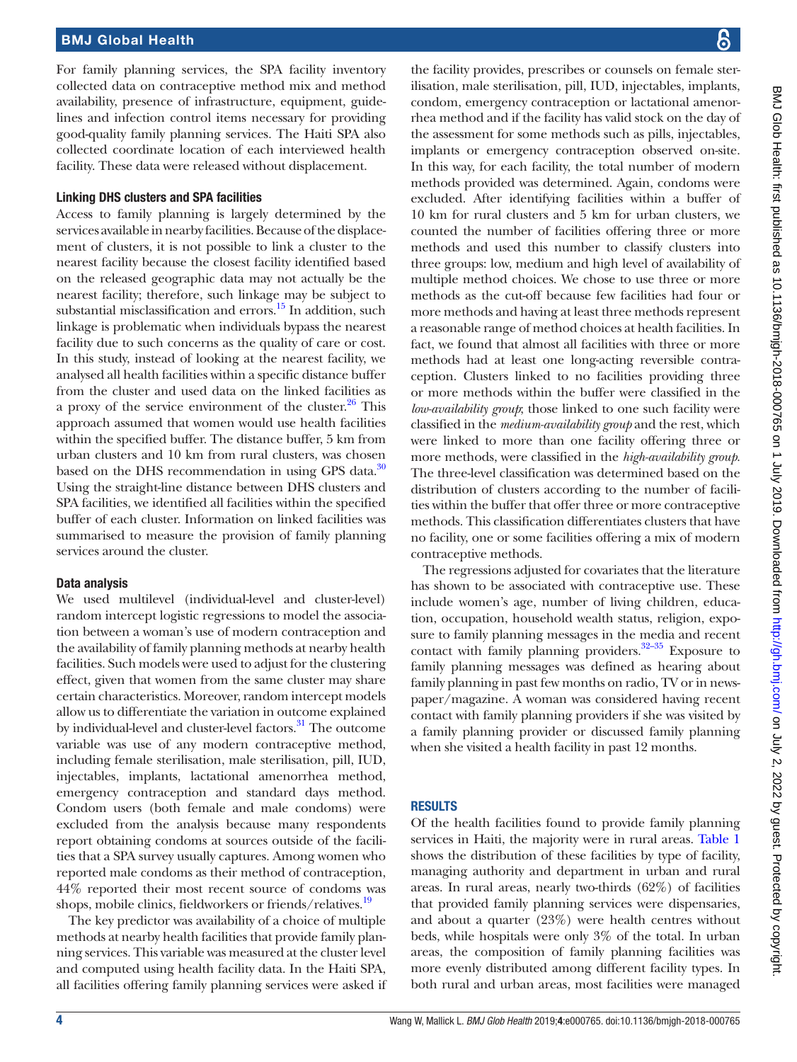For family planning services, the SPA facility inventory collected data on contraceptive method mix and method availability, presence of infrastructure, equipment, guidelines and infection control items necessary for providing good-quality family planning services. The Haiti SPA also collected coordinate location of each interviewed health facility. These data were released without displacement.

### Linking DHS clusters and SPA facilities

Access to family planning is largely determined by the services available in nearby facilities. Because of the displacement of clusters, it is not possible to link a cluster to the nearest facility because the closest facility identified based on the released geographic data may not actually be the nearest facility; therefore, such linkage may be subject to substantial misclassification and errors.[15] In addition, such linkage is problematic when individuals bypass the nearest facility due to such concerns as the quality of care or cost. In this study, instead of looking at the nearest facility, we analysed all health facilities within a specific distance buffer from the cluster and used data on the linked facilities as a proxy of the service environment of the cluster.[26] This approach assumed that women would use health facilities within the specified buffer. The distance buffer, 5 km from urban clusters and 10 km from rural clusters, was chosen based on the DHS recommendation in using GPS data.[30] Using the straight-line distance between DHS clusters and SPA facilities, we identified all facilities within the specified buffer of each cluster. Information on linked facilities was summarised to measure the provision of family planning services around the cluster.

### Data analysis

We used multilevel (individual-level and cluster-level) random intercept logistic regressions to model the association between a woman's use of modern contraception and the availability of family planning methods at nearby health facilities. Such models were used to adjust for the clustering effect, given that women from the same cluster may share certain characteristics. Moreover, random intercept models allow us to differentiate the variation in outcome explained by individual-level and cluster-level factors.[31] The outcome variable was use of any modern contraceptive method, including female sterilisation, male sterilisation, pill, IUD, injectables, implants, lactational amenorrhea method, emergency contraception and standard days method. Condom users (both female and male condoms) were excluded from the analysis because many respondents report obtaining condoms at sources outside of the facilities that a SPA survey usually captures. Among women who reported male condoms as their method of contraception, 44% reported their most recent source of condoms was shops, mobile clinics, fieldworkers or friends/relatives.[19]

The key predictor was availability of a choice of multiple methods at nearby health facilities that provide family planning services. This variable was measured at the cluster level and computed using health facility data. In the Haiti SPA, all facilities offering family planning services were asked if the facility provides, prescribes or counsels on female sterilisation, male sterilisation, pill, IUD, injectables, implants, condom, emergency contraception or lactational amenorrhea method and if the facility has valid stock on the day of the assessment for some methods such as pills, injectables, implants or emergency contraception observed on-site. In this way, for each facility, the total number of modern methods provided was determined. Again, condoms were excluded. After identifying facilities within a buffer of 10 km for rural clusters and 5 km for urban clusters, we counted the number of facilities offering three or more methods and used this number to classify clusters into three groups: low, medium and high level of availability of multiple method choices. We chose to use three or more methods as the cut-off because few facilities had four or more methods and having at least three methods represent a reasonable range of method choices at health facilities. In fact, we found that almost all facilities with three or more methods had at least one long-acting reversible contraception. Clusters linked to no facilities providing three or more methods within the buffer were classified in the *low-availability group*; those linked to one such facility were classified in the *medium-availability group* and the rest, which were linked to more than one facility offering three or more methods, were classified in the *high-availability group*. The three-level classification was determined based on the distribution of clusters according to the number of facilities within the buffer that offer three or more contraceptive methods. This classification differentiates clusters that have no facility, one or some facilities offering a mix of modern contraceptive methods.

The regressions adjusted for covariates that the literature has shown to be associated with contraceptive use. These include women's age, number of living children, education, occupation, household wealth status, religion, exposure to family planning messages in the media and recent contact with family planning providers.[32–35] Exposure to family planning messages was defined as hearing about family planning in past few months on radio, TV or in newspaper/magazine. A woman was considered having recent contact with family planning providers if she was visited by a family planning provider or discussed family planning when she visited a health facility in past 12 months.

## RESULTS

Of the health facilities found to provide family planning services in Haiti, the majority were in rural areas. Table 1 shows the distribution of these facilities by type of facility, managing authority and department in urban and rural areas. In rural areas, nearly two-thirds (62%) of facilities that provided family planning services were dispensaries, and about a quarter (23%) were health centres without beds, while hospitals were only 3% of the total. In urban areas, the composition of family planning facilities was more evenly distributed among different facility types. In both rural and urban areas, most facilities were managed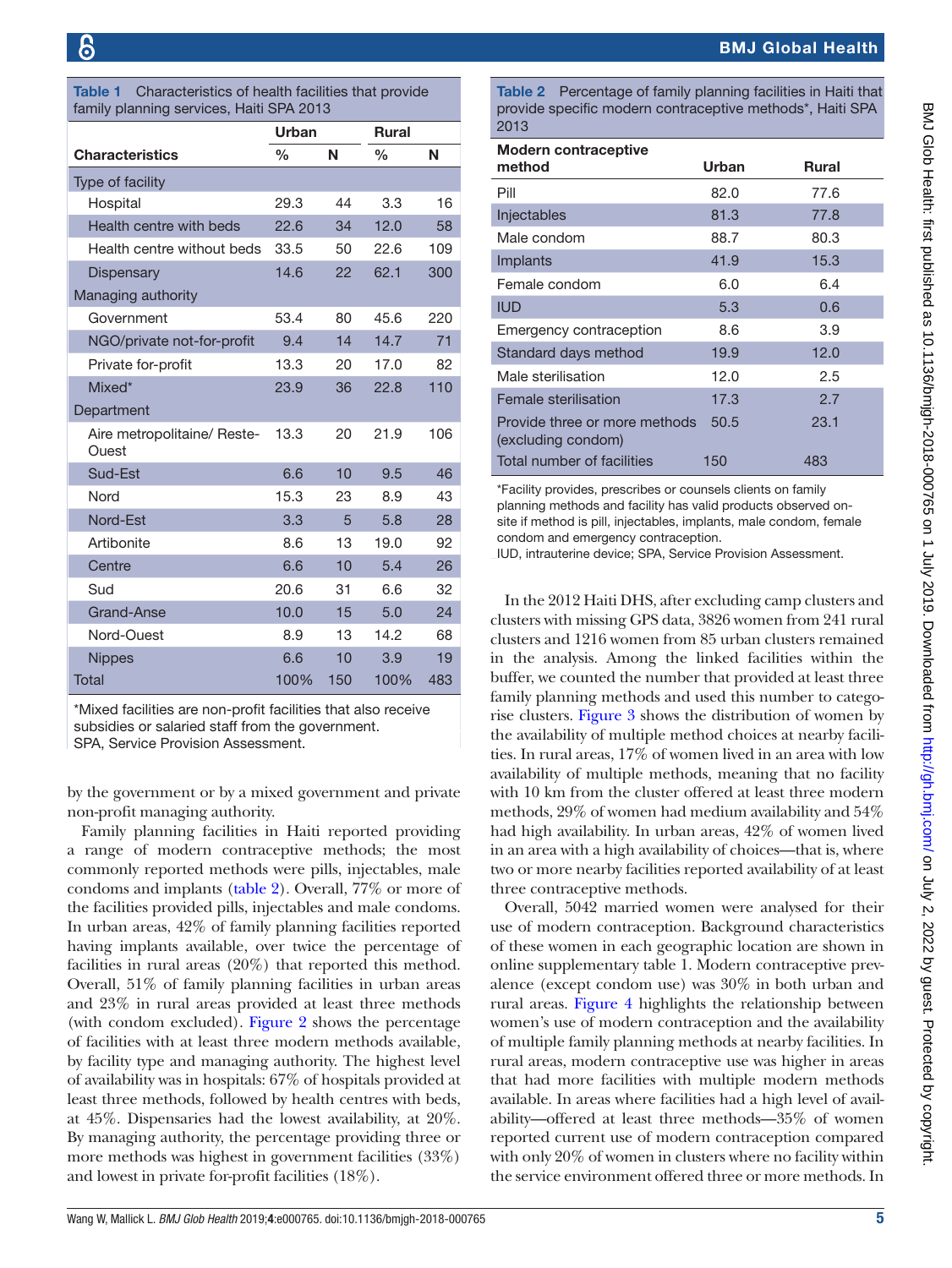**Table 1** Characteristics of health facilities that provide family planning services, Haiti SPA 2013

| Characteristics | Urban % | Urban N | Rural % | Rural N |
|---|---|---|---|---|
| Type of facility | | | | |
| Hospital | 29.3 | 44 | 3.3 | 16 |
| Health centre with beds | 22.6 | 34 | 12.0 | 58 |
| Health centre without beds | 33.5 | 50 | 22.6 | 109 |
| Dispensary | 14.6 | 22 | 62.1 | 300 |
| Managing authority | | | | |
| Government | 53.4 | 80 | 45.6 | 220 |
| NGO/private not-for-profit | 9.4 | 14 | 14.7 | 71 |
| Private for-profit | 13.3 | 20 | 17.0 | 82 |
| Mixed* | 23.9 | 36 | 22.8 | 110 |
| Department | | | | |
| Aire metropolitaine/ Reste-Ouest | 13.3 | 20 | 21.9 | 106 |
| Sud-Est | 6.6 | 10 | 9.5 | 46 |
| Nord | 15.3 | 23 | 8.9 | 43 |
| Nord-Est | 3.3 | 5 | 5.8 | 28 |
| Artibonite | 8.6 | 13 | 19.0 | 92 |
| Centre | 6.6 | 10 | 5.4 | 26 |
| Sud | 20.6 | 31 | 6.6 | 32 |
| Grand-Anse | 10.0 | 15 | 5.0 | 24 |
| Nord-Ouest | 8.9 | 13 | 14.2 | 68 |
| Nippes | 6.6 | 10 | 3.9 | 19 |
| Total | 100% | 150 | 100% | 483 |

*Mixed facilities are non-profit facilities that also receive subsidies or salaried staff from the government.
SPA, Service Provision Assessment.

by the government or by a mixed government and private non-profit managing authority.

Family planning facilities in Haiti reported providing a range of modern contraceptive methods; the most commonly reported methods were pills, injectables, male condoms and implants (table 2). Overall, 77% or more of the facilities provided pills, injectables and male condoms. In urban areas, 42% of family planning facilities reported having implants available, over twice the percentage of facilities in rural areas (20%) that reported this method. Overall, 51% of family planning facilities in urban areas and 23% in rural areas provided at least three methods (with condom excluded). Figure 2 shows the percentage of facilities with at least three modern methods available, by facility type and managing authority. The highest level of availability was in hospitals: 67% of hospitals provided at least three methods, followed by health centres with beds, at 45%. Dispensaries had the lowest availability, at 20%. By managing authority, the percentage providing three or more methods was highest in government facilities (33%) and lowest in private for-profit facilities (18%).

**Table 2** Percentage of family planning facilities in Haiti that provide specific modern contraceptive methods*, Haiti SPA 2013

| Modern contraceptive method | Urban | Rural |
|---|---|---|
| Pill | 82.0 | 77.6 |
| Injectables | 81.3 | 77.8 |
| Male condom | 88.7 | 80.3 |
| Implants | 41.9 | 15.3 |
| Female condom | 6.0 | 6.4 |
| IUD | 5.3 | 0.6 |
| Emergency contraception | 8.6 | 3.9 |
| Standard days method | 19.9 | 12.0 |
| Male sterilisation | 12.0 | 2.5 |
| Female sterilisation | 17.3 | 2.7 |
| Provide three or more methods (excluding condom) | 50.5 | 23.1 |
| Total number of facilities | 150 | 483 |

*Facility provides, prescribes or counsels clients on family planning methods and facility has valid products observed on-site if method is pill, injectables, implants, male condom, female condom and emergency contraception.
IUD, intrauterine device; SPA, Service Provision Assessment.

In the 2012 Haiti DHS, after excluding camp clusters and clusters with missing GPS data, 3826 women from 241 rural clusters and 1216 women from 85 urban clusters remained in the analysis. Among the linked facilities within the buffer, we counted the number that provided at least three family planning methods and used this number to categorise clusters. Figure 3 shows the distribution of women by the availability of multiple method choices at nearby facilities. In rural areas, 17% of women lived in an area with low availability of multiple methods, meaning that no facility with 10 km from the cluster offered at least three modern methods, 29% of women had medium availability and 54% had high availability. In urban areas, 42% of women lived in an area with a high availability of choices—that is, where two or more nearby facilities reported availability of at least three contraceptive methods.

Overall, 5042 married women were analysed for their use of modern contraception. Background characteristics of these women in each geographic location are shown in online supplementary table 1. Modern contraceptive prevalence (except condom use) was 30% in both urban and rural areas. Figure 4 highlights the relationship between women's use of modern contraception and the availability of multiple family planning methods at nearby facilities. In rural areas, modern contraceptive use was higher in areas that had more facilities with multiple modern methods available. In areas where facilities had a high level of availability—offered at least three methods—35% of women reported current use of modern contraception compared with only 20% of women in clusters where no facility within the service environment offered three or more methods. In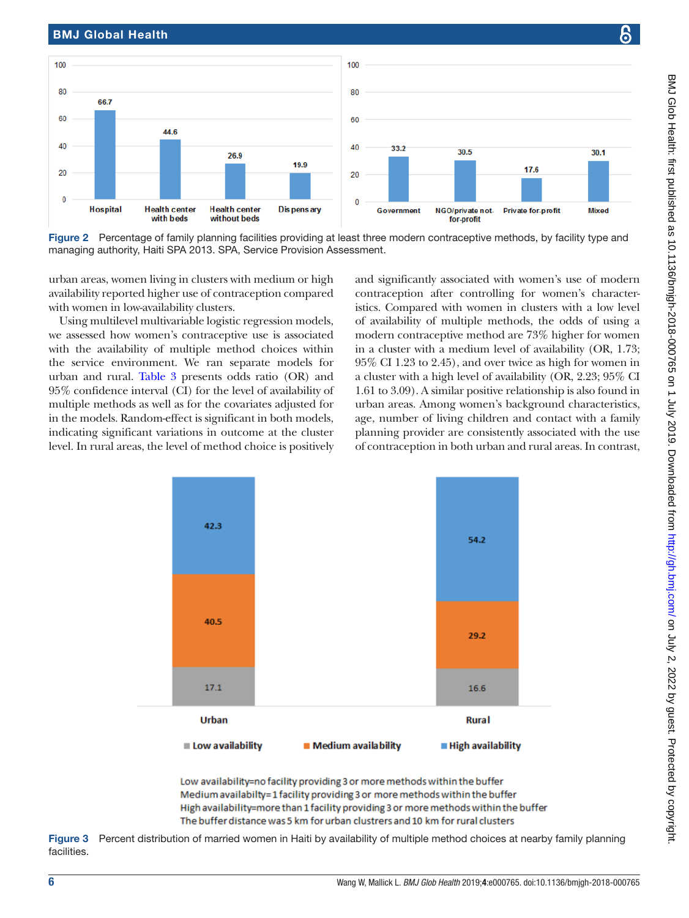Figure 2 Percentage of family planning facilities providing at least three modern contraceptive methods, by facility type and managing authority, Haiti SPA 2013. SPA, Service Provision Assessment.

urban areas, women living in clusters with medium or high availability reported higher use of contraception compared with women in low-availability clusters.

Using multilevel multivariable logistic regression models, we assessed how women's contraceptive use is associated with the availability of multiple method choices within the service environment. We ran separate models for urban and rural. Table 3 presents odds ratio (OR) and 95% confidence interval (CI) for the level of availability of multiple methods as well as for the covariates adjusted for in the models. Random-effect is significant in both models, indicating significant variations in outcome at the cluster level. In rural areas, the level of method choice is positively and significantly associated with women's use of modern contraception after controlling for women's characteristics. Compared with women in clusters with a low level of availability of multiple methods, the odds of using a modern contraceptive method are 73% higher for women in a cluster with a medium level of availability (OR, 1.73; 95% CI 1.23 to 2.45), and over twice as high for women in a cluster with a high level of availability (OR, 2.23; 95% CI 1.61 to 3.09). A similar positive relationship is also found in urban areas. Among women's background characteristics, age, number of living children and contact with a family planning provider are consistently associated with the use of contraception in both urban and rural areas. In contrast,

Figure 3 Percent distribution of married women in Haiti by availability of multiple method choices at nearby family planning facilities.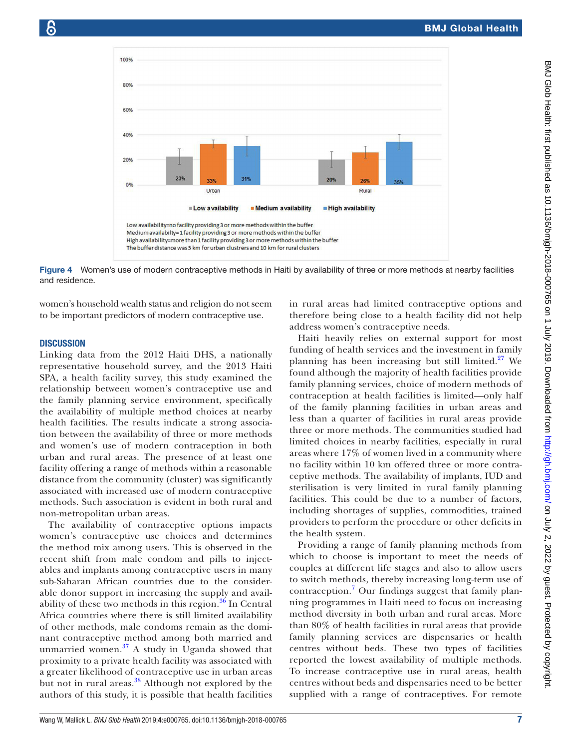Figure 4 Women's use of modern contraceptive methods in Haiti by availability of three or more methods at nearby facilities and residence.

women's household wealth status and religion do not seem to be important predictors of modern contraceptive use.

## DISCUSSION

Linking data from the 2012 Haiti DHS, a nationally representative household survey, and the 2013 Haiti SPA, a health facility survey, this study examined the relationship between women's contraceptive use and the family planning service environment, specifically the availability of multiple method choices at nearby health facilities. The results indicate a strong association between the availability of three or more methods and women's use of modern contraception in both urban and rural areas. The presence of at least one facility offering a range of methods within a reasonable distance from the community (cluster) was significantly associated with increased use of modern contraceptive methods. Such association is evident in both rural and non-metropolitan urban areas.

The availability of contraceptive options impacts women's contraceptive use choices and determines the method mix among users. This is observed in the recent shift from male condom and pills to injectables and implants among contraceptive users in many sub-Saharan African countries due to the considerable donor support in increasing the supply and availability of these two methods in this region.[36] In Central Africa countries where there is still limited availability of other methods, male condoms remain as the dominant contraceptive method among both married and unmarried women.[37] A study in Uganda showed that proximity to a private health facility was associated with a greater likelihood of contraceptive use in urban areas but not in rural areas.[38] Although not explored by the authors of this study, it is possible that health facilities in rural areas had limited contraceptive options and therefore being close to a health facility did not help address women's contraceptive needs.

Haiti heavily relies on external support for most funding of health services and the investment in family planning has been increasing but still limited.[27] We found although the majority of health facilities provide family planning services, choice of modern methods of contraception at health facilities is limited—only half of the family planning facilities in urban areas and less than a quarter of facilities in rural areas provide three or more methods. The communities studied had limited choices in nearby facilities, especially in rural areas where 17% of women lived in a community where no facility within 10 km offered three or more contraceptive methods. The availability of implants, IUD and sterilisation is very limited in rural family planning facilities. This could be due to a number of factors, including shortages of supplies, commodities, trained providers to perform the procedure or other deficits in the health system.

Providing a range of family planning methods from which to choose is important to meet the needs of couples at different life stages and also to allow users to switch methods, thereby increasing long-term use of contraception.[7] Our findings suggest that family planning programmes in Haiti need to focus on increasing method diversity in both urban and rural areas. More than 80% of health facilities in rural areas that provide family planning services are dispensaries or health centres without beds. These two types of facilities reported the lowest availability of multiple methods. To increase contraceptive use in rural areas, health centres without beds and dispensaries need to be better supplied with a range of contraceptives. For remote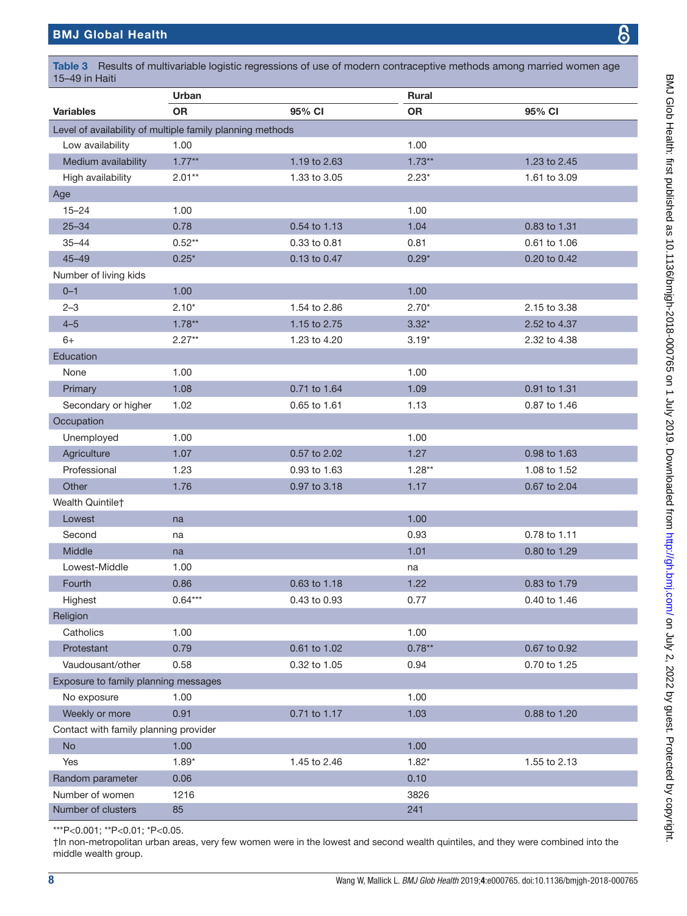**Table 3** Results of multivariable logistic regressions of use of modern contraceptive methods among married women age 15–49 in Haiti

| Variables | Urban | | Rural | |
|---|---|---|---|---|
| | OR | 95% CI | OR | 95% CI |
| Level of availability of multiple family planning methods | | | | |
| Low availability | 1.00 | | 1.00 | |
| Medium availability | 1.77** | 1.19 to 2.63 | 1.73** | 1.23 to 2.45 |
| High availability | 2.01** | 1.33 to 3.05 | 2.23* | 1.61 to 3.09 |
| Age | | | | |
| 15–24 | 1.00 | | 1.00 | |
| 25–34 | 0.78 | 0.54 to 1.13 | 1.04 | 0.83 to 1.31 |
| 35–44 | 0.52** | 0.33 to 0.81 | 0.81 | 0.61 to 1.06 |
| 45–49 | 0.25* | 0.13 to 0.47 | 0.29* | 0.20 to 0.42 |
| Number of living kids | | | | |
| 0–1 | 1.00 | | 1.00 | |
| 2–3 | 2.10* | 1.54 to 2.86 | 2.70* | 2.15 to 3.38 |
| 4–5 | 1.78** | 1.15 to 2.75 | 3.32* | 2.52 to 4.37 |
| 6+ | 2.27** | 1.23 to 4.20 | 3.19* | 2.32 to 4.38 |
| Education | | | | |
| None | 1.00 | | 1.00 | |
| Primary | 1.08 | 0.71 to 1.64 | 1.09 | 0.91 to 1.31 |
| Secondary or higher | 1.02 | 0.65 to 1.61 | 1.13 | 0.87 to 1.46 |
| Occupation | | | | |
| Unemployed | 1.00 | | 1.00 | |
| Agriculture | 1.07 | 0.57 to 2.02 | 1.27 | 0.98 to 1.63 |
| Professional | 1.23 | 0.93 to 1.63 | 1.28** | 1.08 to 1.52 |
| Other | 1.76 | 0.97 to 3.18 | 1.17 | 0.67 to 2.04 |
| Wealth Quintile† | | | | |
| Lowest | na | | 1.00 | |
| Second | na | | 0.93 | 0.78 to 1.11 |
| Middle | na | | 1.01 | 0.80 to 1.29 |
| Lowest-Middle | 1.00 | | na | |
| Fourth | 0.86 | 0.63 to 1.18 | 1.22 | 0.83 to 1.79 |
| Highest | 0.64*** | 0.43 to 0.93 | 0.77 | 0.40 to 1.46 |
| Religion | | | | |
| Catholics | 1.00 | | 1.00 | |
| Protestant | 0.79 | 0.61 to 1.02 | 0.78** | 0.67 to 0.92 |
| Vaudousant/other | 0.58 | 0.32 to 1.05 | 0.94 | 0.70 to 1.25 |
| Exposure to family planning messages | | | | |
| No exposure | 1.00 | | 1.00 | |
| Weekly or more | 0.91 | 0.71 to 1.17 | 1.03 | 0.88 to 1.20 |
| Contact with family planning provider | | | | |
| No | 1.00 | | 1.00 | |
| Yes | 1.89* | 1.45 to 2.46 | 1.82* | 1.55 to 2.13 |
| Random parameter | 0.06 | | 0.10 | |
| Number of women | 1216 | | 3826 | |
| Number of clusters | 85 | | 241 | |

***P<0.001; **P<0.01; *P<0.05.

†In non-metropolitan urban areas, very few women were in the lowest and second wealth quintiles, and they were combined into the middle wealth group.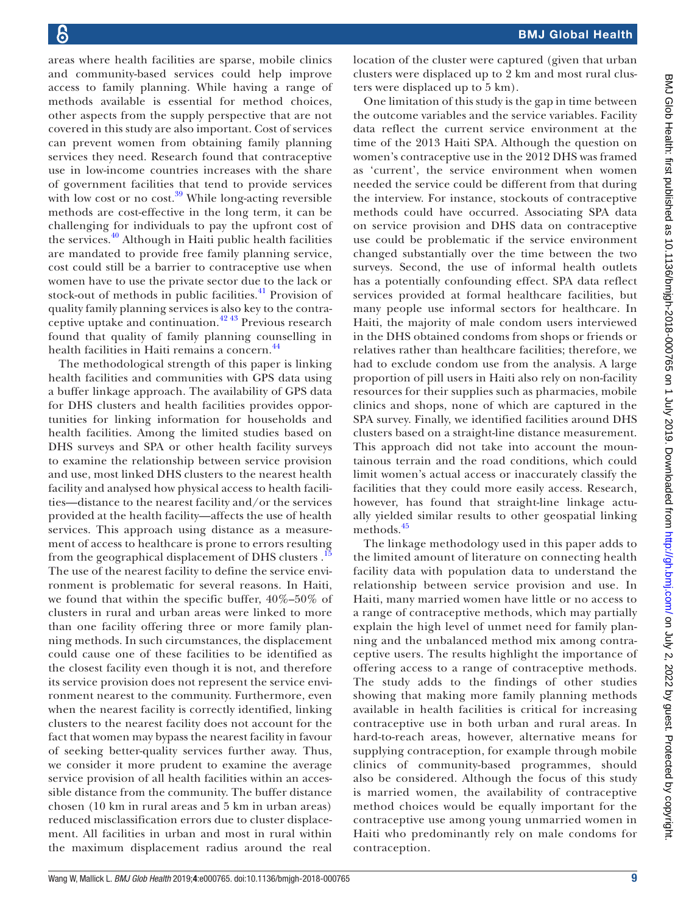areas where health facilities are sparse, mobile clinics and community-based services could help improve access to family planning. While having a range of methods available is essential for method choices, other aspects from the supply perspective that are not covered in this study are also important. Cost of services can prevent women from obtaining family planning services they need. Research found that contraceptive use in low-income countries increases with the share of government facilities that tend to provide services with low cost or no cost.[39] While long-acting reversible methods are cost-effective in the long term, it can be challenging for individuals to pay the upfront cost of the services.[40] Although in Haiti public health facilities are mandated to provide free family planning service, cost could still be a barrier to contraceptive use when women have to use the private sector due to the lack or stock-out of methods in public facilities.[41] Provision of quality family planning services is also key to the contraceptive uptake and continuation.[42 43] Previous research found that quality of family planning counselling in health facilities in Haiti remains a concern.[44]

The methodological strength of this paper is linking health facilities and communities with GPS data using a buffer linkage approach. The availability of GPS data for DHS clusters and health facilities provides opportunities for linking information for households and health facilities. Among the limited studies based on DHS surveys and SPA or other health facility surveys to examine the relationship between service provision and use, most linked DHS clusters to the nearest health facility and analysed how physical access to health facilities—distance to the nearest facility and/or the services provided at the health facility—affects the use of health services. This approach using distance as a measurement of access to healthcare is prone to errors resulting from the geographical displacement of DHS clusters .[15] The use of the nearest facility to define the service environment is problematic for several reasons. In Haiti, we found that within the specific buffer, 40%–50% of clusters in rural and urban areas were linked to more than one facility offering three or more family planning methods. In such circumstances, the displacement could cause one of these facilities to be identified as the closest facility even though it is not, and therefore its service provision does not represent the service environment nearest to the community. Furthermore, even when the nearest facility is correctly identified, linking clusters to the nearest facility does not account for the fact that women may bypass the nearest facility in favour of seeking better-quality services further away. Thus, we consider it more prudent to examine the average service provision of all health facilities within an accessible distance from the community. The buffer distance chosen (10 km in rural areas and 5 km in urban areas) reduced misclassification errors due to cluster displacement. All facilities in urban and most in rural within the maximum displacement radius around the real location of the cluster were captured (given that urban clusters were displaced up to 2 km and most rural clusters were displaced up to 5 km).

One limitation of this study is the gap in time between the outcome variables and the service variables. Facility data reflect the current service environment at the time of the 2013 Haiti SPA. Although the question on women's contraceptive use in the 2012 DHS was framed as 'current', the service environment when women needed the service could be different from that during the interview. For instance, stockouts of contraceptive methods could have occurred. Associating SPA data on service provision and DHS data on contraceptive use could be problematic if the service environment changed substantially over the time between the two surveys. Second, the use of informal health outlets has a potentially confounding effect. SPA data reflect services provided at formal healthcare facilities, but many people use informal sectors for healthcare. In Haiti, the majority of male condom users interviewed in the DHS obtained condoms from shops or friends or relatives rather than healthcare facilities; therefore, we had to exclude condom use from the analysis. A large proportion of pill users in Haiti also rely on non-facility resources for their supplies such as pharmacies, mobile clinics and shops, none of which are captured in the SPA survey. Finally, we identified facilities around DHS clusters based on a straight-line distance measurement. This approach did not take into account the mountainous terrain and the road conditions, which could limit women's actual access or inaccurately classify the facilities that they could more easily access. Research, however, has found that straight-line linkage actually yielded similar results to other geospatial linking methods.[45]

The linkage methodology used in this paper adds to the limited amount of literature on connecting health facility data with population data to understand the relationship between service provision and use. In Haiti, many married women have little or no access to a range of contraceptive methods, which may partially explain the high level of unmet need for family planning and the unbalanced method mix among contraceptive users. The results highlight the importance of offering access to a range of contraceptive methods. The study adds to the findings of other studies showing that making more family planning methods available in health facilities is critical for increasing contraceptive use in both urban and rural areas. In hard-to-reach areas, however, alternative means for supplying contraception, for example through mobile clinics of community-based programmes, should also be considered. Although the focus of this study is married women, the availability of contraceptive method choices would be equally important for the contraceptive use among young unmarried women in Haiti who predominantly rely on male condoms for contraception.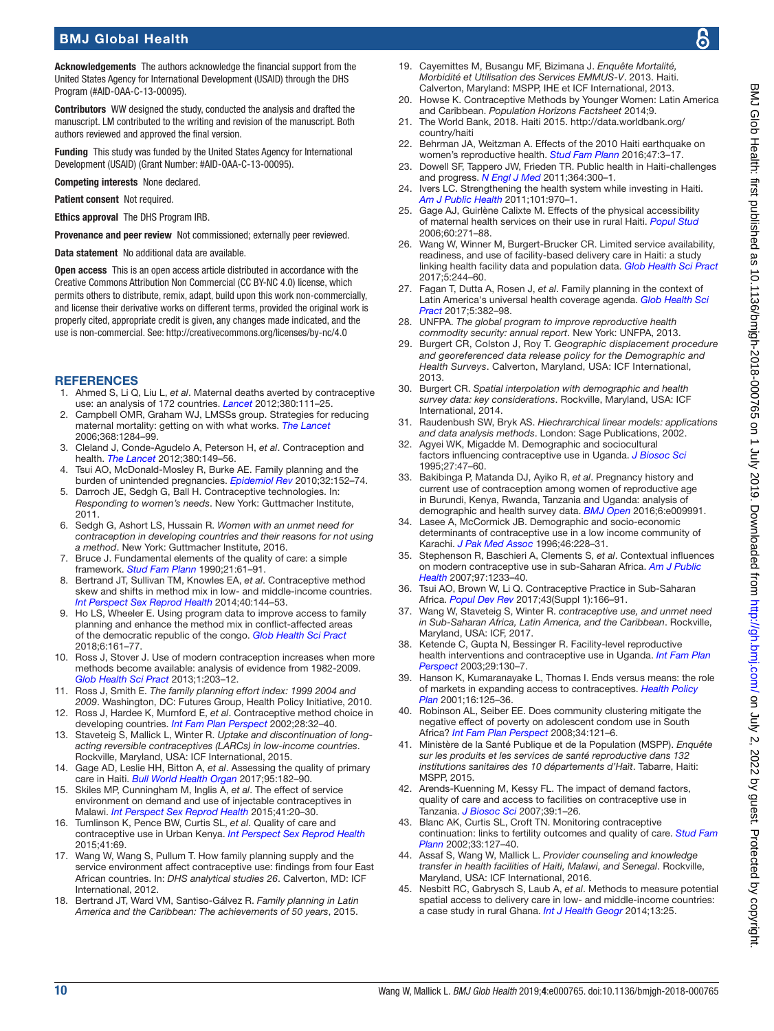**Acknowledgements** The authors acknowledge the financial support from the United States Agency for International Development (USAID) through the DHS Program (#AID-OAA-C-13-00095).

**Contributors** WW designed the study, conducted the analysis and drafted the manuscript. LM contributed to the writing and revision of the manuscript. Both authors reviewed and approved the final version.

**Funding** This study was funded by the United States Agency for International Development (USAID) (Grant Number: #AID-OAA-C-13-00095).

**Competing interests** None declared.

**Patient consent** Not required.

**Ethics approval** The DHS Program IRB.

**Provenance and peer review** Not commissioned; externally peer reviewed.

**Data statement** No additional data are available.

**Open access** This is an open access article distributed in accordance with the Creative Commons Attribution Non Commercial (CC BY-NC 4.0) license, which permits others to distribute, remix, adapt, build upon this work non-commercially, and license their derivative works on different terms, provided the original work is properly cited, appropriate credit is given, any changes made indicated, and the use is non-commercial. See: http://creativecommons.org/licenses/by-nc/4.0

## REFERENCES

1. Ahmed S, Li Q, Liu L, *et al*. Maternal deaths averted by contraceptive use: an analysis of 172 countries. *Lancet* 2012;380:111–25.
2. Campbell OMR, Graham WJ, LMSSs group. Strategies for reducing maternal mortality: getting on with what works. *The Lancet* 2006;368:1284–99.
3. Cleland J, Conde-Agudelo A, Peterson H, *et al*. Contraception and health. *The Lancet* 2012;380:149–56.
4. Tsui AO, McDonald-Mosley R, Burke AE. Family planning and the burden of unintended pregnancies. *Epidemiol Rev* 2010;32:152–74.
5. Darroch JE, Sedgh G, Ball H. Contraceptive technologies. In: *Responding to women's needs*. New York: Guttmacher Institute, 2011.
6. Sedgh G, Ashort LS, Hussain R. *Women with an unmet need for contraception in developing countries and their reasons for not using a method*. New York: Guttmacher Institute, 2016.
7. Bruce J. Fundamental elements of the quality of care: a simple framework. *Stud Fam Plann* 1990;21:61–91.
8. Bertrand JT, Sullivan TM, Knowles EA, *et al*. Contraceptive method skew and shifts in method mix in low- and middle-income countries. *Int Perspect Sex Reprod Health* 2014;40:144–53.
9. Ho LS, Wheeler E. Using program data to improve access to family planning and enhance the method mix in conflict-affected areas of the democratic republic of the congo. *Glob Health Sci Pract* 2018;6:161–77.
10. Ross J, Stover J. Use of modern contraception increases when more methods become available: analysis of evidence from 1982-2009. *Glob Health Sci Pract* 2013;1:203–12.
11. Ross J, Smith E. *The family planning effort index: 1999 2004 and 2009*. Washington, DC: Futures Group, Health Policy Initiative, 2010.
12. Ross J, Hardee K, Mumford E, *et al*. Contraceptive method choice in developing countries. *Int Fam Plan Perspect* 2002;28:32–40.
13. Staveteig S, Mallick L, Winter R. *Uptake and discontinuation of long-acting reversible contraceptives (LARCs) in low-income countries*. Rockville, Maryland, USA: ICF International, 2015.
14. Gage AD, Leslie HH, Bitton A, *et al*. Assessing the quality of primary care in Haiti. *Bull World Health Organ* 2017;95:182–90.
15. Skiles MP, Cunningham M, Inglis A, *et al*. The effect of service environment on demand and use of injectable contraceptives in Malawi. *Int Perspect Sex Reprod Health* 2015;41:20–30.
16. Tumlinson K, Pence BW, Curtis SL, *et al*. Quality of care and contraceptive use in Urban Kenya. *Int Perspect Sex Reprod Health* 2015;41:69.
17. Wang W, Wang S, Pullum T. How family planning supply and the service environment affect contraceptive use: findings from four East African countries. In: *DHS analytical studies 26*. Calverton, MD: ICF International, 2012.
18. Bertrand JT, Ward VM, Santiso-Gálvez R. *Family planning in Latin America and the Caribbean: The achievements of 50 years*, 2015.
19. Cayemittes M, Busangu MF, Bizimana J. *Enquête Mortalité, Morbidité et Utilisation des Services EMMUS-V*. 2013. Haiti. Calverton, Maryland: MSPP, IHE et ICF International, 2013.
20. Howse K. Contraceptive Methods by Younger Women: Latin America and Caribbean. *Population Horizons Factsheet* 2014;9.
21. The World Bank, 2018. Haiti 2015. http://data.worldbank.org/country/haiti
22. Behrman JA, Weitzman A. Effects of the 2010 Haiti earthquake on women's reproductive health. *Stud Fam Plann* 2016;47:3–17.
23. Dowell SF, Tappero JW, Frieden TR. Public health in Haiti-challenges and progress. *N Engl J Med* 2011;364:300–1.
24. Ivers LC. Strengthening the health system while investing in Haiti. *Am J Public Health* 2011;101:970–1.
25. Gage AJ, Guirlène Calixte M. Effects of the physical accessibility of maternal health services on their use in rural Haiti. *Popul Stud* 2006;60:271–88.
26. Wang W, Winner M, Burgert-Brucker CR. Limited service availability, readiness, and use of facility-based delivery care in Haiti: a study linking health facility data and population data. *Glob Health Sci Pract* 2017;5:244–60.
27. Fagan T, Dutta A, Rosen J, *et al*. Family planning in the context of Latin America's universal health coverage agenda. *Glob Health Sci Pract* 2017;5:382–98.
28. UNFPA. *The global program to improve reproductive health commodity security: annual report*. New York: UNFPA, 2013.
29. Burgert CR, Colston J, Roy T. *Geographic displacement procedure and georeferenced data release policy for the Demographic and Health Surveys*. Calverton, Maryland, USA: ICF International, 2013.
30. Burgert CR. *Spatial interpolation with demographic and health survey data: key considerations*. Rockville, Maryland, USA: ICF International, 2014.
31. Raudenbush SW, Bryk AS. *Hiechrarchical linear models: applications and data analysis methods*. London: Sage Publications, 2002.
32. Agyei WK, Migadde M. Demographic and sociocultural factors influencing contraceptive use in Uganda. *J Biosoc Sci* 1995;27:47–60.
33. Bakibinga P, Matanda DJ, Ayiko R, *et al*. Pregnancy history and current use of contraception among women of reproductive age in Burundi, Kenya, Rwanda, Tanzania and Uganda: analysis of demographic and health survey data. *BMJ Open* 2016;6:e009991.
34. Lasee A, McCormick JB. Demographic and socio-economic determinants of contraceptive use in a low income community of Karachi. *J Pak Med Assoc* 1996;46:228–31.
35. Stephenson R, Baschieri A, Clements S, *et al*. Contextual influences on modern contraceptive use in sub-Saharan Africa. *Am J Public Health* 2007;97:1233–40.
36. Tsui AO, Brown W, Li Q. Contraceptive Practice in Sub-Saharan Africa. *Popul Dev Rev* 2017;43(Suppl 1):166–91.
37. Wang W, Staveteig S, Winter R. *contraceptive use, and unmet need in Sub-Saharan Africa, Latin America, and the Caribbean*. Rockville, Maryland, USA: ICF, 2017.
38. Ketende C, Gupta N, Bessinger R. Facility-level reproductive health interventions and contraceptive use in Uganda. *Int Fam Plan Perspect* 2003;29:130–7.
39. Hanson K, Kumaranayake L, Thomas I. Ends versus means: the role of markets in expanding access to contraceptives. *Health Policy Plan* 2001;16:125–36.
40. Robinson AL, Seiber EE. Does community clustering mitigate the negative effect of poverty on adolescent condom use in South Africa? *Int Fam Plan Perspect* 2008;34:121–6.
41. Ministère de la Santé Publique et de la Population (MSPP). *Enquête sur les produits et les services de santé reproductive dans 132 institutions sanitaires des 10 départements d'Haït*. Tabarre, Haiti: MSPP, 2015.
42. Arends-Kuenning M, Kessy FL. The impact of demand factors, quality of care and access to facilities on contraceptive use in Tanzania. *J Biosoc Sci* 2007;39:1–26.
43. Blanc AK, Curtis SL, Croft TN. Monitoring contraceptive continuation: links to fertility outcomes and quality of care. *Stud Fam Plann* 2002;33:127–40.
44. Assaf S, Wang W, Mallick L. *Provider counseling and knowledge transfer in health facilities of Haiti, Malawi, and Senegal*. Rockville, Maryland, USA: ICF International, 2016.
45. Nesbitt RC, Gabrysch S, Laub A, *et al*. Methods to measure potential spatial access to delivery care in low- and middle-income countries: a case study in rural Ghana. *Int J Health Geogr* 2014;13:25.